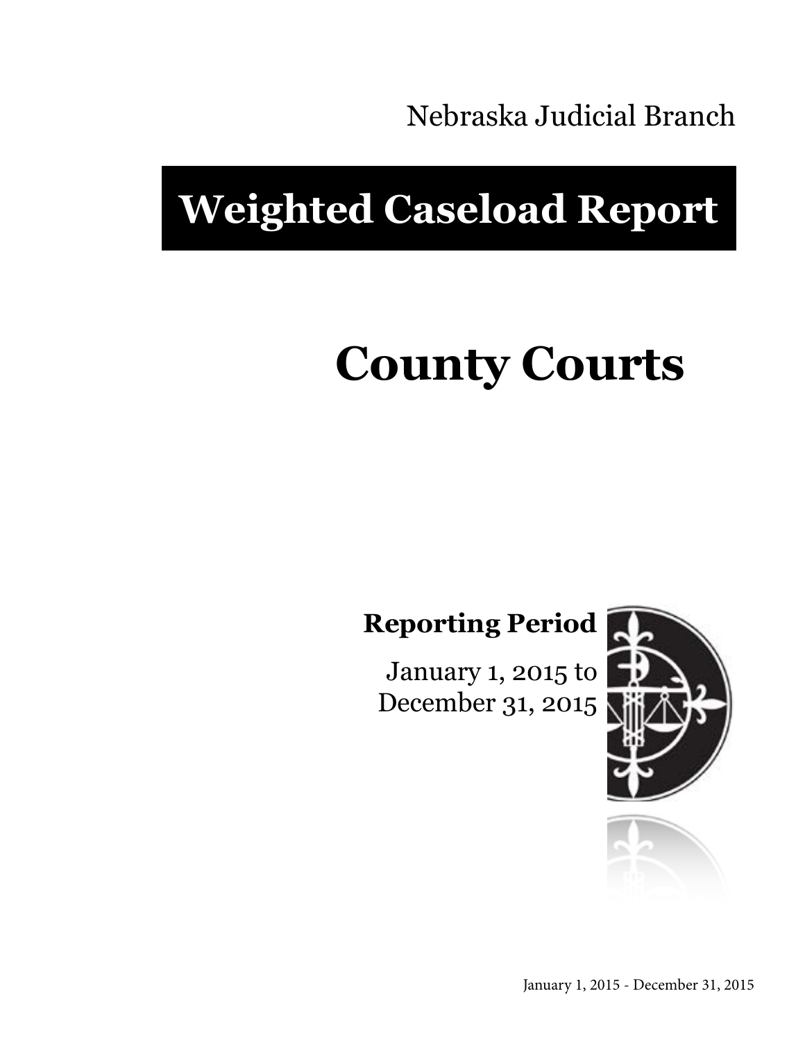Nebraska Judicial Branch

# Weighted Caseload Report

# County Courts

**Reporting Period**

January 1, 2015 to December 31, 2015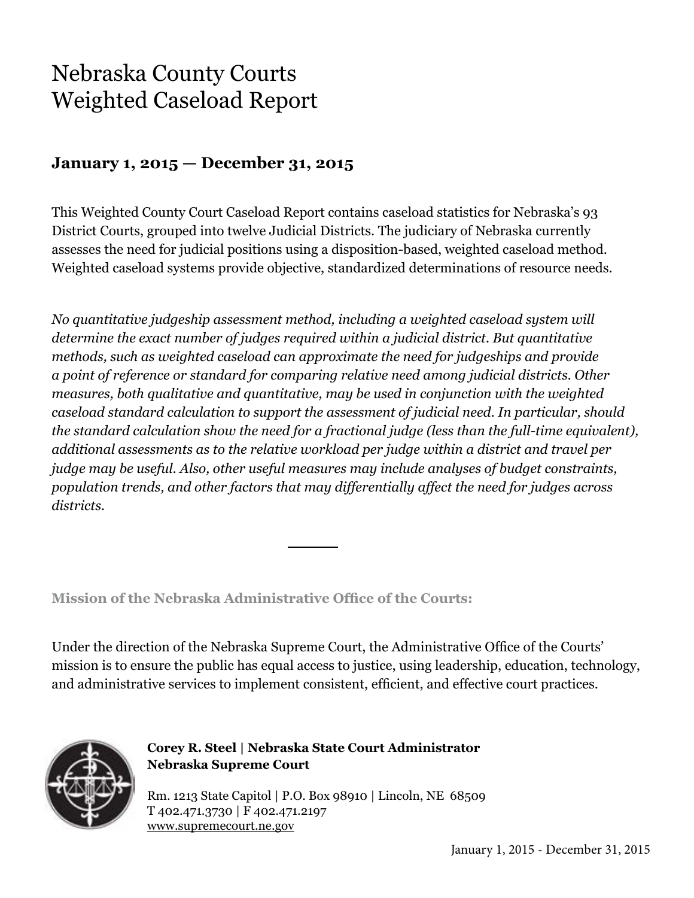# Nebraska County Courts Weighted Caseload Report

## January 1, 2015 — December 31, 2015

This Weighted County Court Caseload Report contains caseload statistics for Nebraska's 93 District Courts, grouped into twelve Judicial Districts. The judiciary of Nebraska currently assesses the need for judicial positions using a disposition-based, weighted caseload method. Weighted caseload systems provide objective, standardized determinations of resource needs.

*No quantitative judgeship assessment method, including a weighted caseload system will determine the exact number of judges required within a judicial district. But quantitative methods, such as weighted caseload can approximate the need for judgeships and provide a point of reference or standard for comparing relative need among judicial districts. Other measures, both qualitative and quantitative, may be used in conjunction with the weighted caseload standard calculation to support the assessment of judicial need. In particular, should the standard calculation show the need for a fractional judge (less than the full-time equivalent), additional assessments as to the relative workload per judge within a district and travel per judge may be useful. Also, other useful measures may include analyses of budget constraints, population trends, and other factors that may differentially affect the need for judges across districts.*

---

**Mission of the Nebraska Administrative Office of the Courts:**

Under the direction of the Nebraska Supreme Court, the Administrative Office of the Courts' mission is to ensure the public has equal access to justice, using leadership, education, technology, and administrative services to implement consistent, efficient, and effective court practices.

**Corey R. Steel | Nebraska State Court Administrator**
**Nebraska Supreme Court**

Rm. 1213 State Capitol | P.O. Box 98910 | Lincoln, NE 68509
T 402.471.3730 | F 402.471.2197
www.supremecourt.ne.gov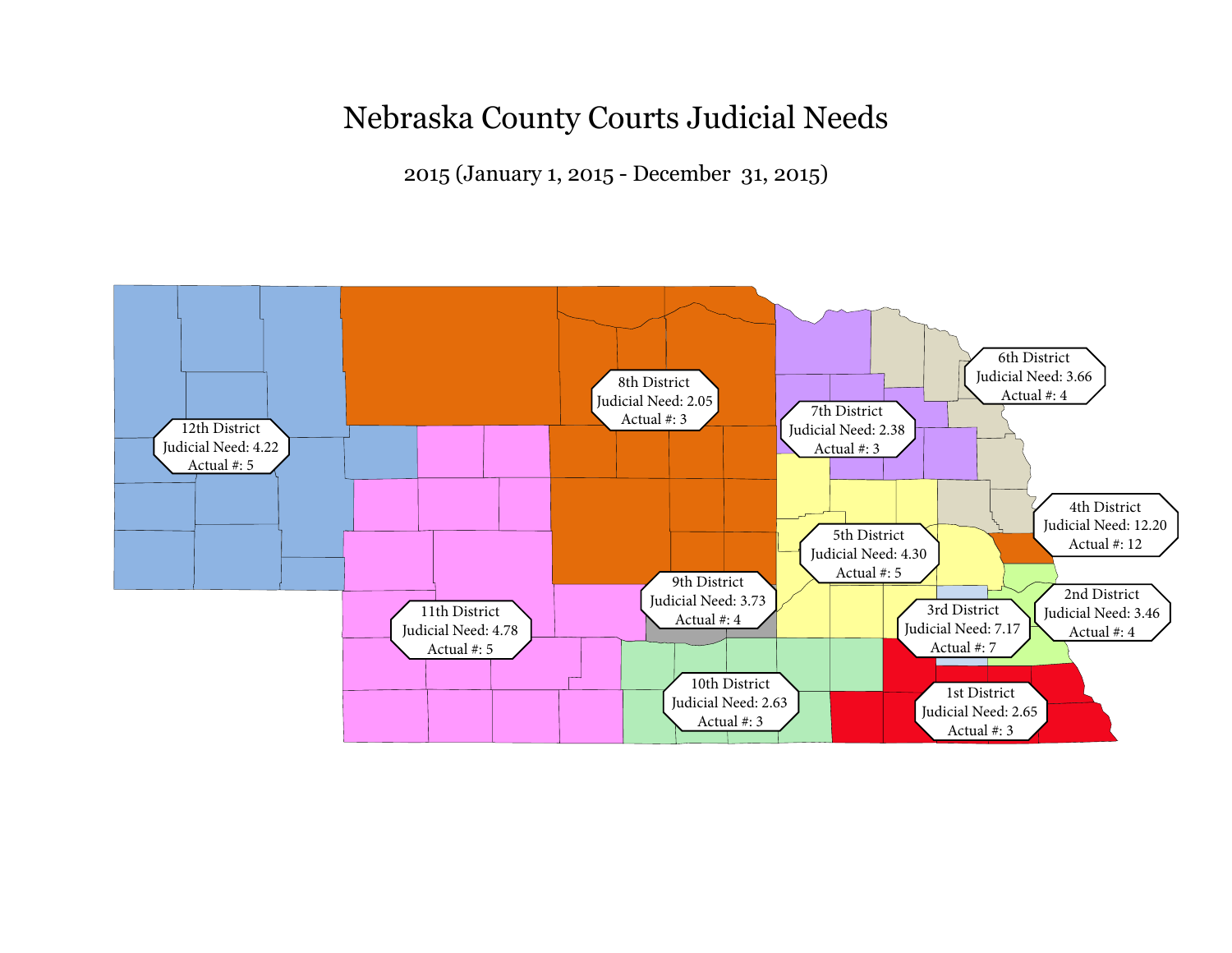# Nebraska County Courts Judicial Needs

2015 (January 1, 2015 - December 31, 2015)

12th District
Judicial Need: 4.22
Actual #: 5

8th District
Judicial Need: 2.05
Actual #: 3

7th District
Judicial Need: 2.38
Actual #: 3

6th District
Judicial Need: 3.66
Actual #: 4

4th District
Judicial Need: 12.20
Actual #: 12

5th District
Judicial Need: 4.30
Actual #: 5

9th District
Judicial Need: 3.73
Actual #: 4

2nd District
Judicial Need: 3.46
Actual #: 4

11th District
Judicial Need: 4.78
Actual #: 5

3rd District
Judicial Need: 7.17
Actual #: 7

10th District
Judicial Need: 2.63
Actual #: 3

1st District
Judicial Need: 2.65
Actual #: 3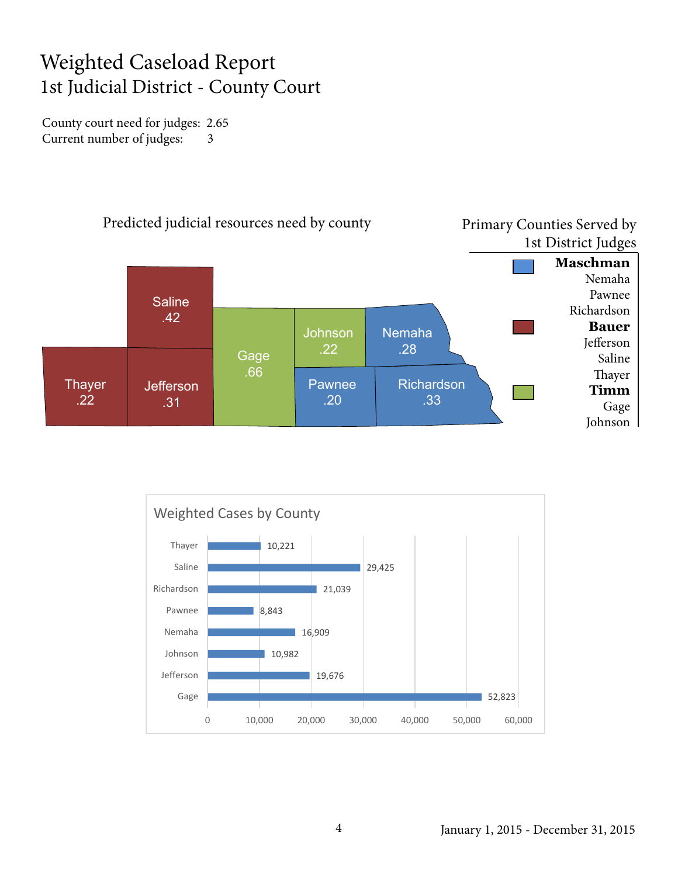# Weighted Caseload Report
## 1st Judicial District - County Court

County court need for judges: 2.65
Current number of judges: 3

### Predicted judicial resources need by county

| County | Need |
|---|---|
| Saline | .42 |
| Thayer | .22 |
| Jefferson | .31 |
| Gage | .66 |
| Johnson | .22 |
| Nemaha | .28 |
| Pawnee | .20 |
| Richardson | .33 |

### Primary Counties Served by 1st District Judges

**Maschman**
Nemaha
Pawnee
Richardson

**Bauer**
Jefferson
Saline
Thayer

**Timm**
Gage
Johnson

### Weighted Cases by County

| County | Weighted Cases |
|---|---|
| Thayer | 10,221 |
| Saline | 29,425 |
| Richardson | 21,039 |
| Pawnee | 8,843 |
| Nemaha | 16,909 |
| Johnson | 10,982 |
| Jefferson | 19,676 |
| Gage | 52,823 |

January 1, 2015 - December 31, 2015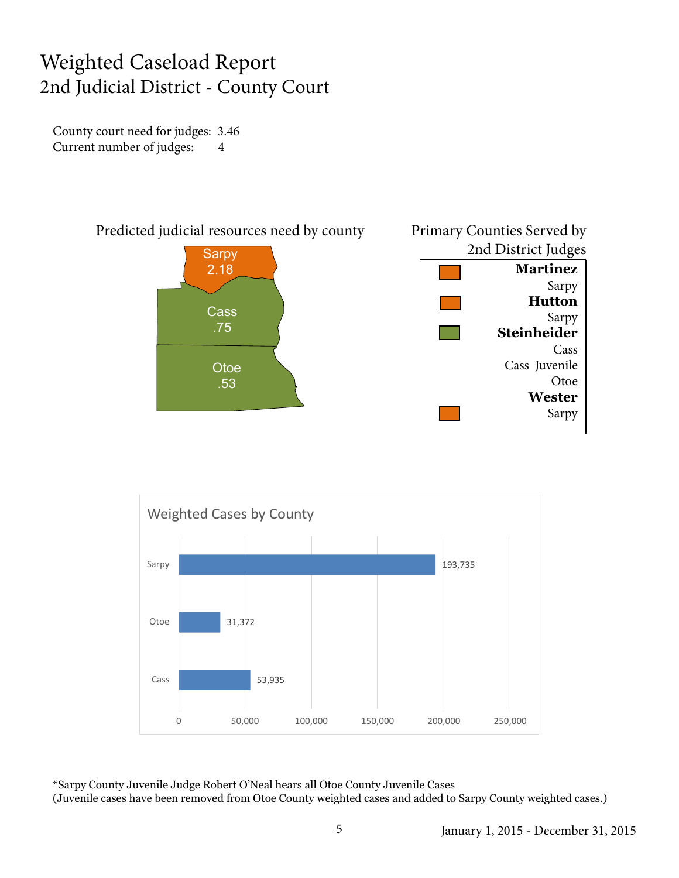# Weighted Caseload Report

## 2nd Judicial District - County Court

County court need for judges: 3.46
Current number of judges: 4

Predicted judicial resources need by county

| County | Predicted need |
|---|---|
| Sarpy | 2.18 |
| Cass | .75 |
| Otoe | .53 |

Primary Counties Served by 2nd District Judges

| Judge | Counties |
|---|---|
| **Martinez** | Sarpy |
| **Hutton** | Sarpy |
| **Steinheider** | Cass, Cass Juvenile, Otoe |
| **Wester** | Sarpy |

Weighted Cases by County

| County | Weighted Cases |
|---|---|
| Sarpy | 193,735 |
| Otoe | 31,372 |
| Cass | 53,935 |

*Sarpy County Juvenile Judge Robert O'Neal hears all Otoe County Juvenile Cases
(Juvenile cases have been removed from Otoe County weighted cases and added to Sarpy County weighted cases.)

January 1, 2015 - December 31, 2015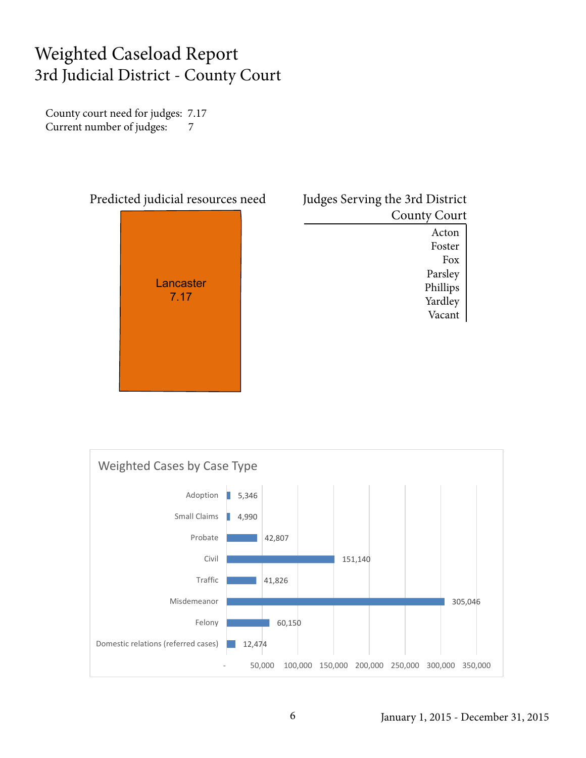# Weighted Caseload Report
## 3rd Judicial District - County Court

County court need for judges: 7.17
Current number of judges: 7

### Predicted judicial resources need

Lancaster
7.17

### Judges Serving the 3rd District County Court

| Judges Serving the 3rd District County Court |
|---|
| Acton |
| Foster |
| Fox |
| Parsley |
| Phillips |
| Yardley |
| Vacant |

### Weighted Cases by Case Type

| Case Type | Weighted Cases |
|---|---|
| Adoption | 5,346 |
| Small Claims | 4,990 |
| Probate | 42,807 |
| Civil | 151,140 |
| Traffic | 41,826 |
| Misdemeanor | 305,046 |
| Felony | 60,150 |
| Domestic relations (referred cases) | 12,474 |

January 1, 2015 - December 31, 2015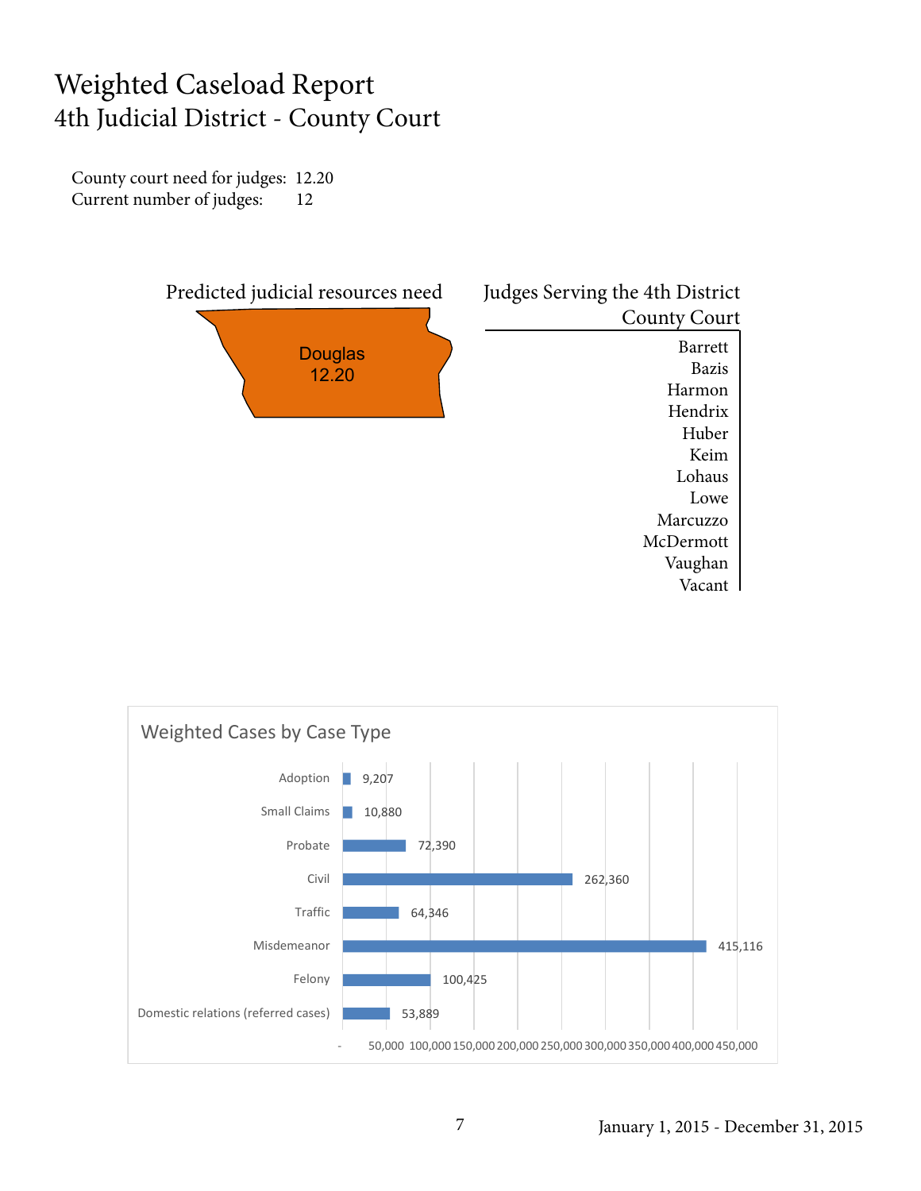# Weighted Caseload Report

## 4th Judicial District - County Court

County court need for judges: 12.20
Current number of judges: 12

Predicted judicial resources need

Douglas
12.20

Judges Serving the 4th District County Court

Barrett
Bazis
Harmon
Hendrix
Huber
Keim
Lohaus
Lowe
Marcuzzo
McDermott
Vaughan
Vacant

### Weighted Cases by Case Type

| Case Type | Weighted Cases |
| --- | --- |
| Adoption | 9,207 |
| Small Claims | 10,880 |
| Probate | 72,390 |
| Civil | 262,360 |
| Traffic | 64,346 |
| Misdemeanor | 415,116 |
| Felony | 100,425 |
| Domestic relations (referred cases) | 53,889 |

January 1, 2015 - December 31, 2015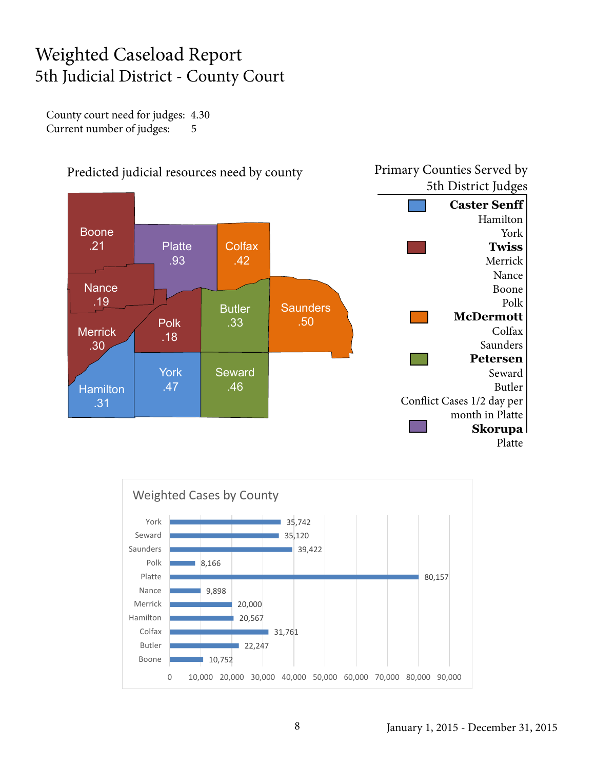# Weighted Caseload Report

## 5th Judicial District - County Court

County court need for judges: 4.30
Current number of judges: 5

### Predicted judicial resources need by county

| County | Need |
|---|---|
| Boone | .21 |
| Platte | .93 |
| Colfax | .42 |
| Nance | .19 |
| Merrick | .30 |
| Polk | .18 |
| Butler | .33 |
| Saunders | .50 |
| Hamilton | .31 |
| York | .47 |
| Seward | .46 |

### Primary Counties Served by 5th District Judges

**Caster Senff**
Hamilton
York

**Twiss**
Merrick
Nance
Boone
Polk

**McDermott**
Colfax
Saunders

**Petersen**
Seward
Butler
Conflict Cases 1/2 day per month in Platte

**Skorupa**
Platte

### Weighted Cases by County

| County | Weighted Cases |
|---|---|
| York | 35,742 |
| Seward | 35,120 |
| Saunders | 39,422 |
| Polk | 8,166 |
| Platte | 80,157 |
| Nance | 9,898 |
| Merrick | 20,000 |
| Hamilton | 20,567 |
| Colfax | 31,761 |
| Butler | 22,247 |
| Boone | 10,752 |

January 1, 2015 - December 31, 2015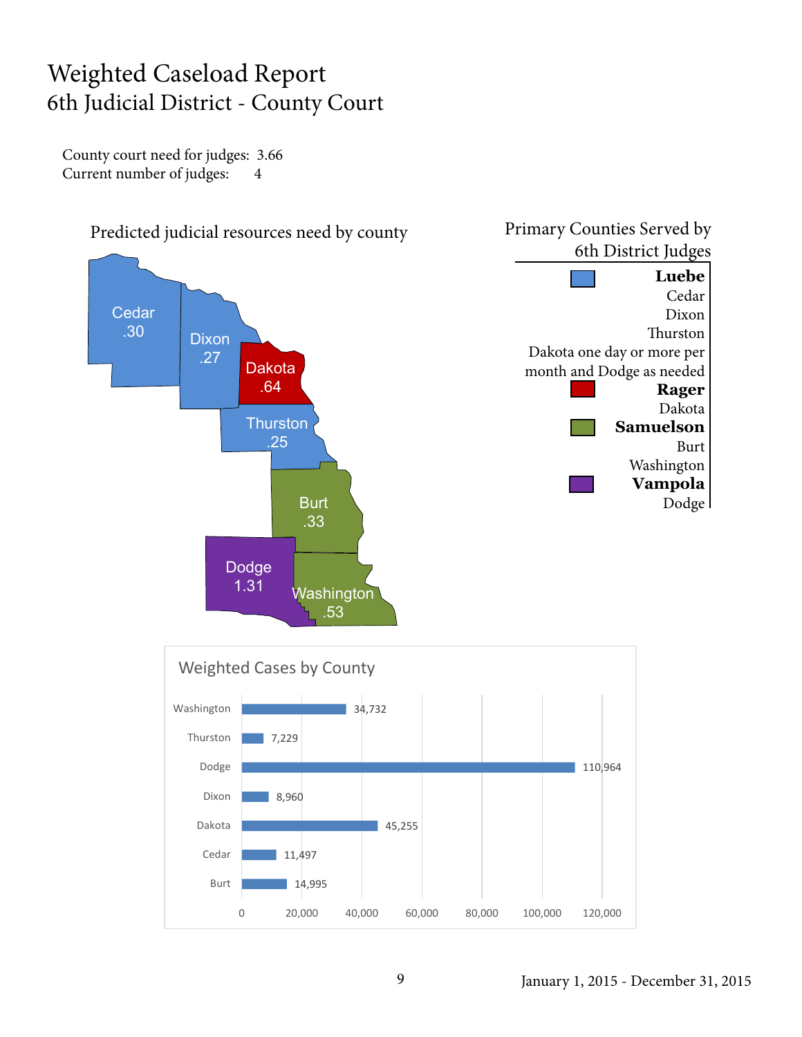# Weighted Caseload Report

## 6th Judicial District - County Court

County court need for judges: 3.66
Current number of judges: 4

### Predicted judicial resources need by county

| County | Need |
|---|---|
| Cedar | .30 |
| Dixon | .27 |
| Dakota | .64 |
| Thurston | .25 |
| Burt | .33 |
| Dodge | 1.31 |
| Washington | .53 |

### Primary Counties Served by 6th District Judges

**Luebe**
Cedar
Dixon
Thurston
Dakota one day or more per month and Dodge as needed

**Rager**
Dakota

**Samuelson**
Burt
Washington

**Vampola**
Dodge

### Weighted Cases by County

| County | Weighted Cases |
|---|---|
| Washington | 34,732 |
| Thurston | 7,229 |
| Dodge | 110,964 |
| Dixon | 8,960 |
| Dakota | 45,255 |
| Cedar | 11,497 |
| Burt | 14,995 |

January 1, 2015 - December 31, 2015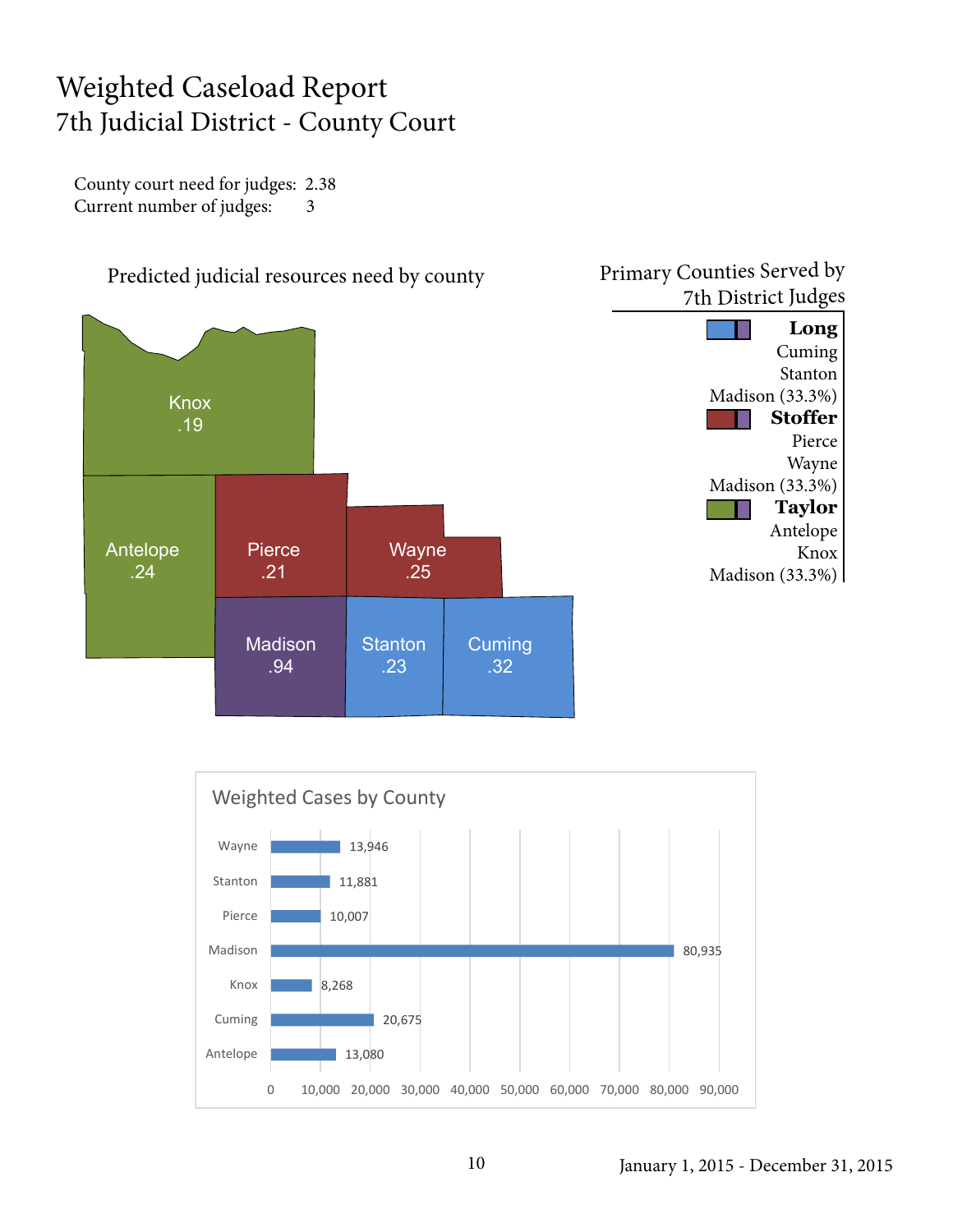# Weighted Caseload Report

## 7th Judicial District - County Court

County court need for judges: 2.38
Current number of judges: 3

### Predicted judicial resources need by county

| County | Need |
|---|---|
| Knox | .19 |
| Antelope | .24 |
| Pierce | .21 |
| Wayne | .25 |
| Madison | .94 |
| Stanton | .23 |
| Cuming | .32 |

### Primary Counties Served by 7th District Judges

**Long**
Cuming
Stanton
Madison (33.3%)

**Stoffer**
Pierce
Wayne
Madison (33.3%)

**Taylor**
Antelope
Knox
Madison (33.3%)

### Weighted Cases by County

| County | Weighted Cases |
|---|---|
| Wayne | 13,946 |
| Stanton | 11,881 |
| Pierce | 10,007 |
| Madison | 80,935 |
| Knox | 8,268 |
| Cuming | 20,675 |
| Antelope | 13,080 |

January 1, 2015 - December 31, 2015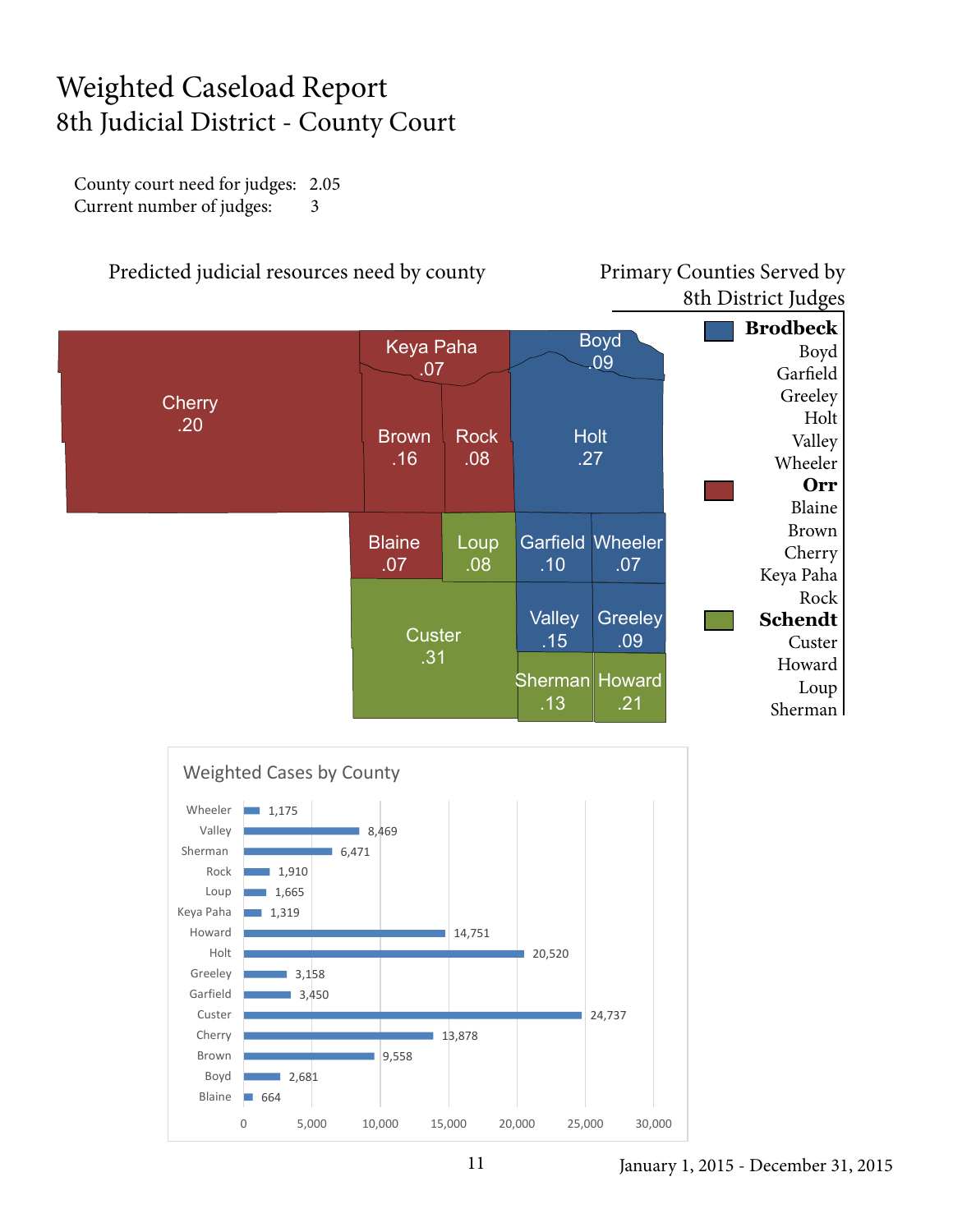# Weighted Caseload Report

## 8th Judicial District - County Court

County court need for judges: 2.05
Current number of judges: 3

### Predicted judicial resources need by county

| County | Need |
|---|---|
| Cherry | .20 |
| Keya Paha | .07 |
| Boyd | .09 |
| Brown | .16 |
| Rock | .08 |
| Holt | .27 |
| Blaine | .07 |
| Loup | .08 |
| Garfield | .10 |
| Wheeler | .07 |
| Custer | .31 |
| Valley | .15 |
| Greeley | .09 |
| Sherman | .13 |
| Howard | .21 |

### Primary Counties Served by 8th District Judges

**Brodbeck**
- Boyd
- Garfield
- Greeley
- Holt
- Valley
- Wheeler

**Orr**
- Blaine
- Brown
- Cherry
- Keya Paha
- Rock

**Schendt**
- Custer
- Howard
- Loup
- Sherman

### Weighted Cases by County

| County | Weighted Cases |
|---|---|
| Wheeler | 1,175 |
| Valley | 8,469 |
| Sherman | 6,471 |
| Rock | 1,910 |
| Loup | 1,665 |
| Keya Paha | 1,319 |
| Howard | 14,751 |
| Holt | 20,520 |
| Greeley | 3,158 |
| Garfield | 3,450 |
| Custer | 24,737 |
| Cherry | 13,878 |
| Brown | 9,558 |
| Boyd | 2,681 |
| Blaine | 664 |

January 1, 2015 - December 31, 2015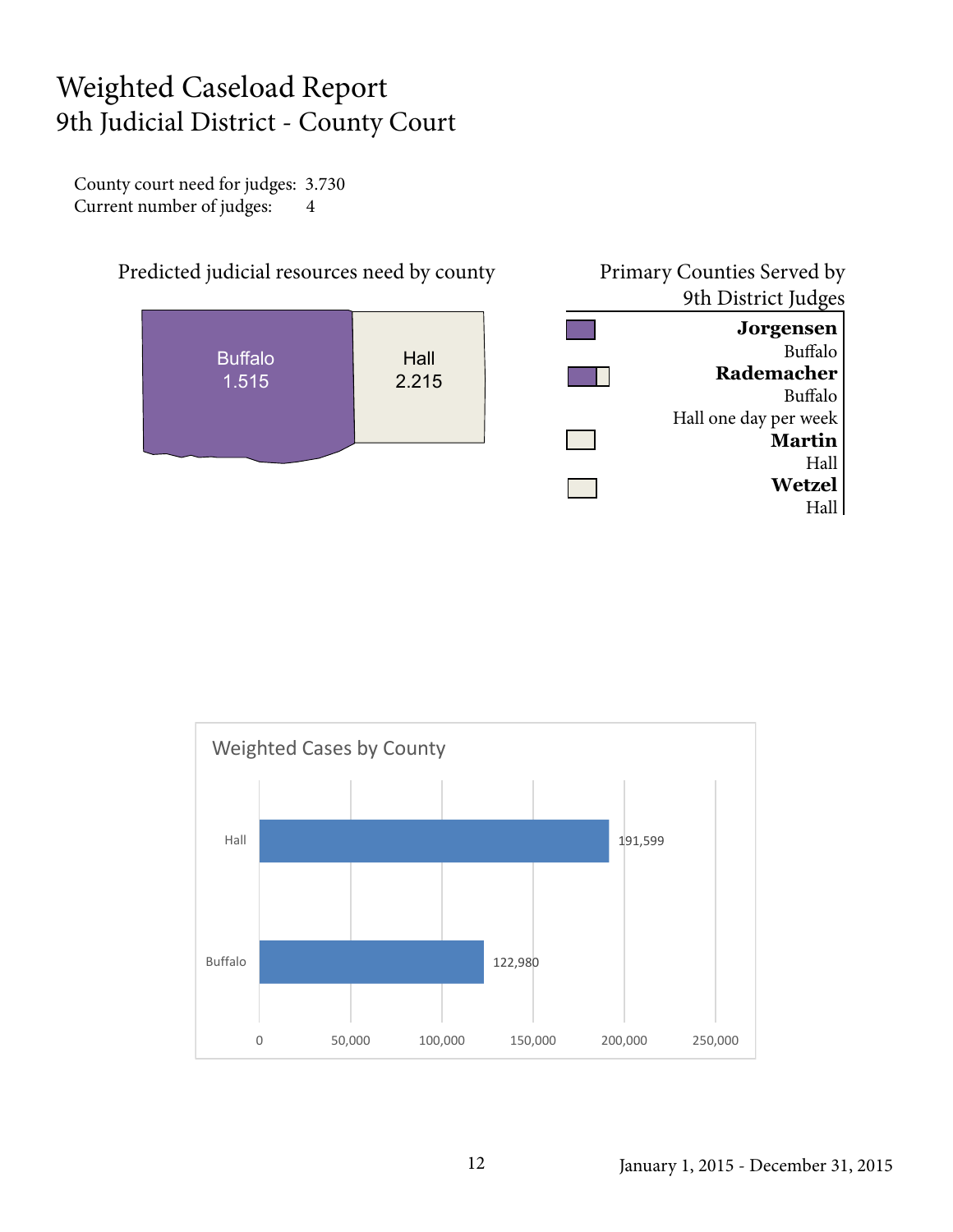# Weighted Caseload Report

## 9th Judicial District - County Court

County court need for judges: 3.730
Current number of judges: 4

### Predicted judicial resources need by county

Buffalo 1.515

Hall 2.215

### Primary Counties Served by 9th District Judges

**Jorgensen**
Buffalo

**Rademacher**
Buffalo
Hall one day per week

**Martin**
Hall

**Wetzel**
Hall

### Weighted Cases by County

| County | Weighted Cases |
| --- | --- |
| Hall | 191,599 |
| Buffalo | 122,980 |

January 1, 2015 - December 31, 2015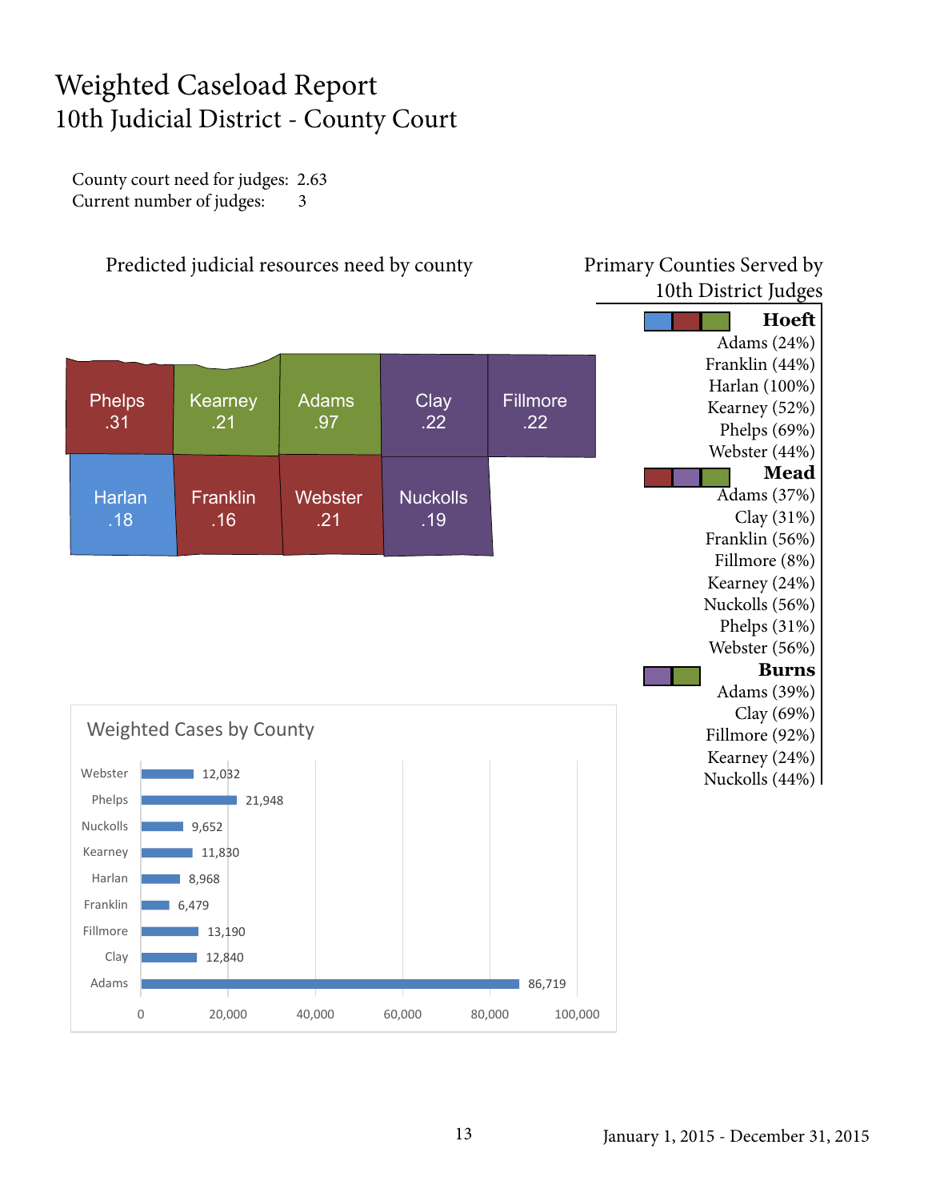# Weighted Caseload Report
## 10th Judicial District - County Court

County court need for judges: 2.63
Current number of judges: 3

### Predicted judicial resources need by county

| County | Need |
|---|---|
| Phelps | .31 |
| Kearney | .21 |
| Adams | .97 |
| Clay | .22 |
| Fillmore | .22 |
| Harlan | .18 |
| Franklin | .16 |
| Webster | .21 |
| Nuckolls | .19 |

### Primary Counties Served by 10th District Judges

**Hoeft**
Adams (24%)
Franklin (44%)
Harlan (100%)
Kearney (52%)
Phelps (69%)
Webster (44%)

**Mead**
Adams (37%)
Clay (31%)
Franklin (56%)
Fillmore (8%)
Kearney (24%)
Nuckolls (56%)
Phelps (31%)
Webster (56%)

**Burns**
Adams (39%)
Clay (69%)
Fillmore (92%)
Kearney (24%)
Nuckolls (44%)

### Weighted Cases by County

| County | Weighted Cases |
|---|---|
| Webster | 12,032 |
| Phelps | 21,948 |
| Nuckolls | 9,652 |
| Kearney | 11,830 |
| Harlan | 8,968 |
| Franklin | 6,479 |
| Fillmore | 13,190 |
| Clay | 12,840 |
| Adams | 86,719 |

January 1, 2015 - December 31, 2015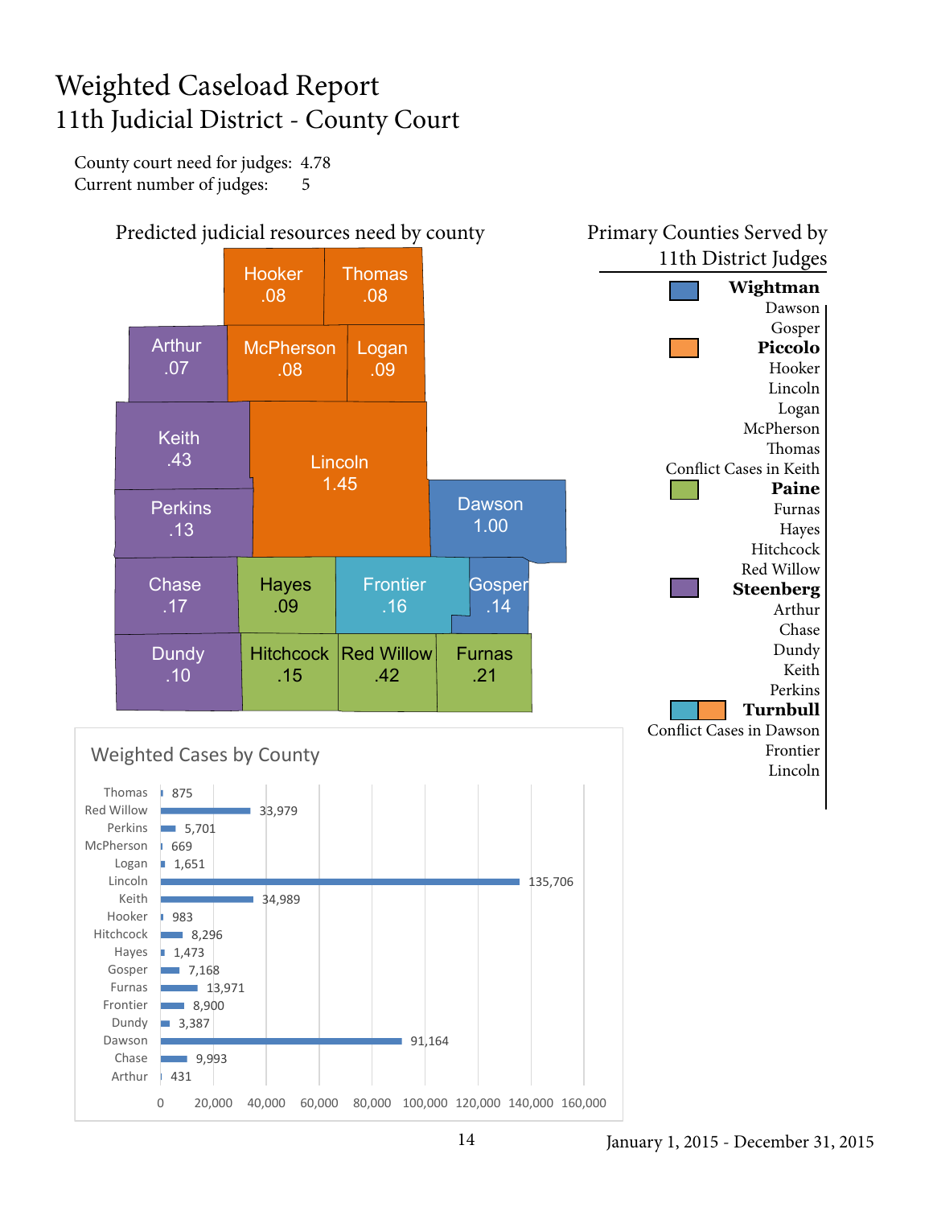# Weighted Caseload Report

## 11th Judicial District - County Court

County court need for judges: 4.78
Current number of judges: 5

### Predicted judicial resources need by county

| County | Need |
|---|---|
| Hooker | .08 |
| Thomas | .08 |
| Arthur | .07 |
| McPherson | .08 |
| Logan | .09 |
| Keith | .43 |
| Lincoln | 1.45 |
| Perkins | .13 |
| Dawson | 1.00 |
| Chase | .17 |
| Hayes | .09 |
| Frontier | .16 |
| Gosper | .14 |
| Dundy | .10 |
| Hitchcock | .15 |
| Red Willow | .42 |
| Furnas | .21 |

### Primary Counties Served by 11th District Judges

**Wightman**
Dawson
Gosper

**Piccolo**
Hooker
Lincoln
Logan
McPherson
Thomas
Conflict Cases in Keith

**Paine**
Furnas
Hayes
Hitchcock
Red Willow

**Steenberg**
Arthur
Chase
Dundy
Keith
Perkins

**Turnbull**
Conflict Cases in Dawson
Frontier
Lincoln

### Weighted Cases by County

| County | Weighted Cases |
|---|---|
| Thomas | 875 |
| Red Willow | 33,979 |
| Perkins | 5,701 |
| McPherson | 669 |
| Logan | 1,651 |
| Lincoln | 135,706 |
| Keith | 34,989 |
| Hooker | 983 |
| Hitchcock | 8,296 |
| Hayes | 1,473 |
| Gosper | 7,168 |
| Furnas | 13,971 |
| Frontier | 8,900 |
| Dundy | 3,387 |
| Dawson | 91,164 |
| Chase | 9,993 |
| Arthur | 431 |

January 1, 2015 - December 31, 2015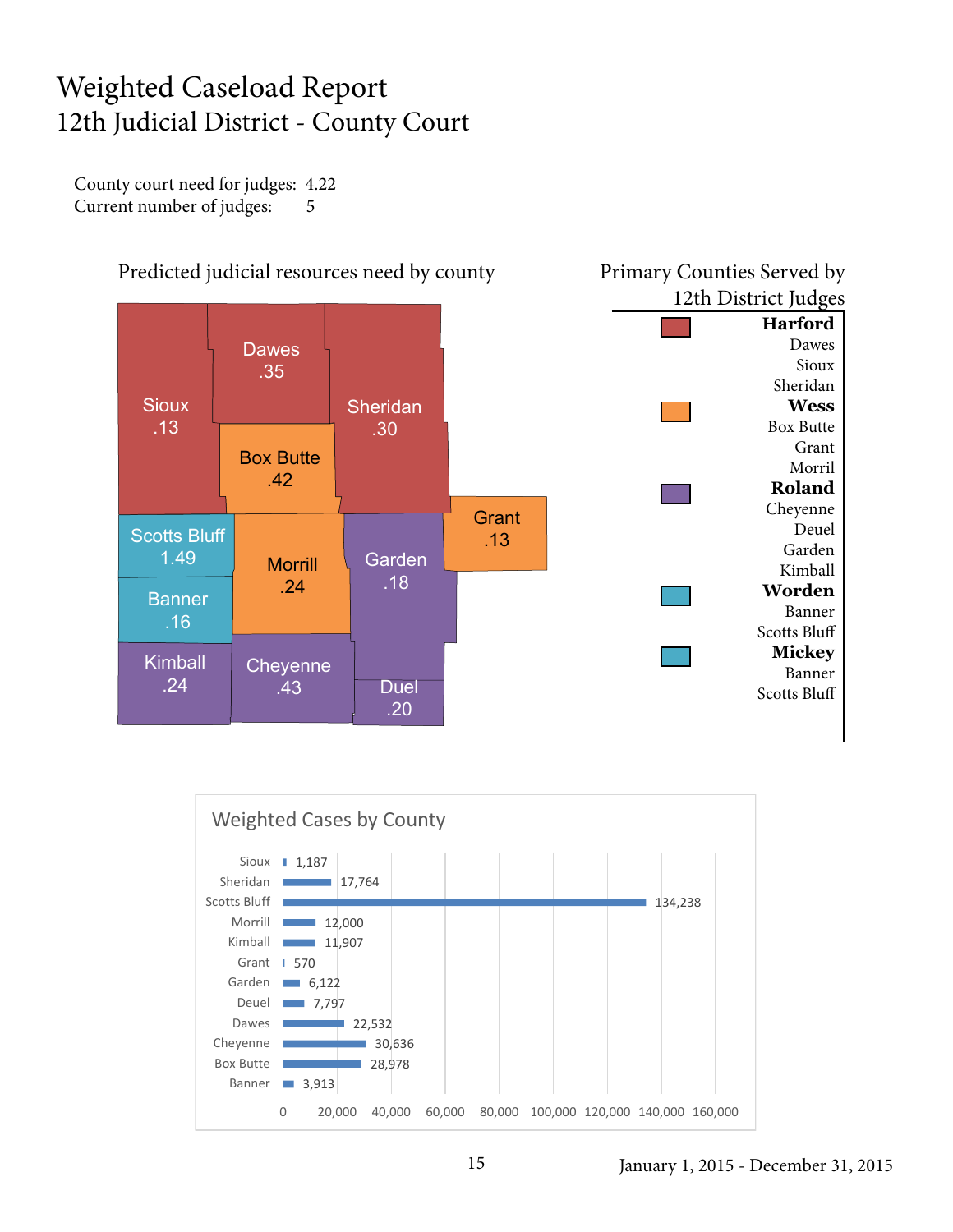# Weighted Caseload Report

## 12th Judicial District - County Court

County court need for judges: 4.22
Current number of judges: 5

Predicted judicial resources need by county

Dawes .35
Sioux .13
Sheridan .30
Box Butte .42
Scotts Bluff 1.49
Morrill .24
Garden .18
Grant .13
Banner .16
Kimball .24
Cheyenne .43
Duel .20

Primary Counties Served by 12th District Judges

**Harford**
Dawes
Sioux
Sheridan

**Wess**
Box Butte
Grant
Morril

**Roland**
Cheyenne
Deuel
Garden
Kimball

**Worden**
Banner
Scotts Bluff

**Mickey**
Banner
Scotts Bluff

Weighted Cases by County

Sioux 1,187
Sheridan 17,764
Scotts Bluff 134,238
Morrill 12,000
Kimball 11,907
Grant 570
Garden 6,122
Deuel 7,797
Dawes 22,532
Cheyenne 30,636
Box Butte 28,978
Banner 3,913

0 20,000 40,000 60,000 80,000 100,000 120,000 140,000 160,000

January 1, 2015 - December 31, 2015